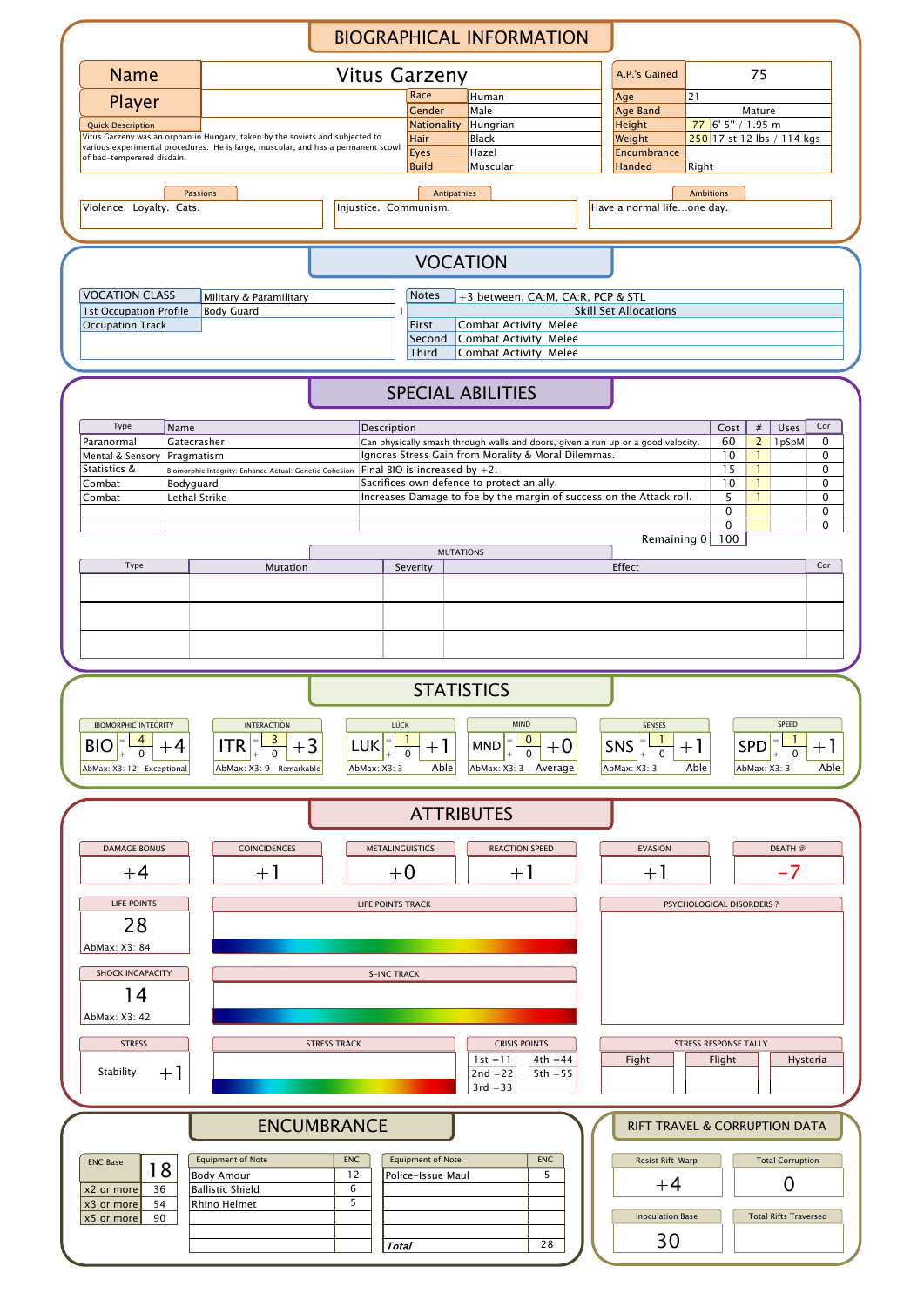# BIOGRAPHICAL INFORMATION

| Name | Vitus Garzeny |
|---|---|
| Player | |

| | |
|---|---|
| Race | Human |
| Gender | Male |
| Nationality | Hungarian |
| Hair | Black |
| Eyes | Hazel |
| Build | Muscular |

| | | |
|---|---|---|
| A.P.'s Gained | 75 | |
| Age | 21 | |
| Age Band | Mature | |
| Height | 77 | 6' 5" / 1.95 m |
| Weight | 250 | 17 st 12 lbs / 114 kgs |
| Encumbrance | | |
| Handed | Right | |

**Quick Description**

Vitus Garzeny was an orphan in Hungary, taken by the soviets and subjected to various experimental procedures. He is large, muscular, and has a permanent scowl of bad-tempered disdain.

| Passions | Antipathies | Ambitions |
|---|---|---|
| Violence. Loyalty. Cats. | Injustice. Communism. | Have a normal life...one day. |

# VOCATION

| | |
|---|---|
| VOCATION CLASS | Military & Paramilitary |
| 1st Occupation Profile | Body Guard |
| Occupation Track | |

| | |
|---|---|
| Notes | +3 between, CA:M, CA:R, PCP & STL |
| Skill Set Allocations | |
| First | Combat Activity: Melee |
| Second | Combat Activity: Melee |
| Third | Combat Activity: Melee |

# SPECIAL ABILITIES

| Type | Name | Description | Cost | # | Uses | Cor |
|---|---|---|---|---|---|---|
| Paranormal | Gatecrasher | Can physically smash through walls and doors, given a run up or a good velocity. | 60 | 2 | 1pSpM | 0 |
| Mental & Sensory | Pragmatism | Ignores Stress Gain from Morality & Moral Dilemmas. | 10 | 1 | | 0 |
| Statistics & | Biomorphic Integrity: Enhance Actual: Genetic Cohesion | Final BIO is increased by +2. | 15 | 1 | | 0 |
| Combat | Bodyguard | Sacrifices own defence to protect an ally. | 10 | 1 | | 0 |
| Combat | Lethal Strike | Increases Damage to foe by the margin of success on the Attack roll. | 5 | 1 | | 0 |
| | | | 0 | | | 0 |
| | | | 0 | | | 0 |

Remaining 0 | 100

**MUTATIONS**

| Type | Mutation | Severity | Effect | Cor |
|---|---|---|---|---|
| | | | | |
| | | | | |
| | | | | |

# STATISTICS

| Statistic | Base | Modifier | Bonus | AbMax | Rating |
|---|---|---|---|---|---|
| BIOMORPHIC INTEGRITY (BIO) | 4 | 0 | +4 | X3: 12 | Exceptional |
| INTERACTION (ITR) | 3 | 0 | +3 | X3: 9 | Remarkable |
| LUCK (LUK) | 1 | 0 | +1 | X3: 3 | Able |
| MIND (MND) | 0 | 0 | +0 | X3: 3 | Average |
| SENSES (SNS) | 1 | 0 | +1 | X3: 3 | Able |
| SPEED (SPD) | 1 | 0 | +1 | X3: 3 | Able |

# ATTRIBUTES

| DAMAGE BONUS | COINCIDENCES | METALINGUISTICS | REACTION SPEED | EVASION | DEATH @ |
|---|---|---|---|---|---|
| +4 | +1 | +0 | +1 | +1 | -7 |

**LIFE POINTS:** 28 (AbMax: X3: 84)

LIFE POINTS TRACK

**SHOCK INCAPACITY:** 14 (AbMax: X3: 42)

S-INC TRACK

PSYCHOLOGICAL DISORDERS ?

**STRESS:** Stability +1

STRESS TRACK

**CRISIS POINTS**

| | |
|---|---|
| 1st = 11 | 4th = 44 |
| 2nd = 22 | 5th = 55 |
| 3rd = 33 | |

**STRESS RESPONSE TALLY**

| Fight | Flight | Hysteria |
|---|---|---|
| | | |

# ENCUMBRANCE

| ENC Base | 18 |
|---|---|
| x2 or more | 36 |
| x3 or more | 54 |
| x5 or more | 90 |

| Equipment of Note | ENC | Equipment of Note | ENC |
|---|---|---|---|
| Body Amour | 12 | Police-Issue Maul | 5 |
| Ballistic Shield | 6 | | |
| Rhino Helmet | 5 | | |
| | | | |
| | | *Total* | 28 |

# RIFT TRAVEL & CORRUPTION DATA

| Resist Rift-Warp | Total Corruption |
|---|---|
| +4 | 0 |

| Inoculation Base | Total Rifts Traversed |
|---|---|
| 30 | |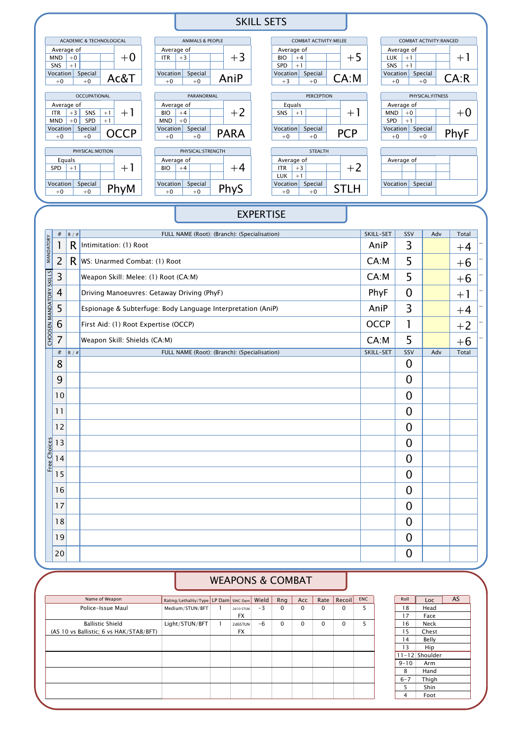# SKILL SETS

| ACADEMIC & TECHNOLOGICAL | | |
|---|---|---|
| Average of | | +0 |
| MND | +0 | |
| SNS | +1 | |
| Vocation | Special | Ac&T |
| +0 | +0 | |

| ANIMALS & PEOPLE | | |
|---|---|---|
| Average of | | +3 |
| ITR | +3 | |
| Vocation | Special | AniP |
| +0 | +0 | |

| COMBAT ACTIVITY:MELEE | | |
|---|---|---|
| Average of | | +5 |
| BIO | +4 | |
| SPD | +1 | |
| Vocation | Special | CA:M |
| +3 | +0 | |

| COMBAT ACTIVITY:RANGED | | |
|---|---|---|
| Average of | | +1 |
| LUK | +1 | |
| SNS | +1 | |
| Vocation | Special | CA:R |
| +0 | +0 | |

| OCCUPATIONAL | | | | |
|---|---|---|---|---|
| Average of | | | | +1 |
| ITR | +3 | SNS | +1 | |
| MND | +0 | SPD | +1 | |
| Vocation | Special | | | OCCP |
| +0 | +0 | | | |

| PARANORMAL | | |
|---|---|---|
| Average of | | +2 |
| BIO | +4 | |
| MND | +0 | |
| Vocation | Special | PARA |
| +0 | +0 | |

| PERCEPTION | | |
|---|---|---|
| Equals | | +1 |
| SNS | +1 | |
| Vocation | Special | PCP |
| +0 | +0 | |

| PHYSICAL:FITNESS | | |
|---|---|---|
| Average of | | +0 |
| MND | +0 | |
| SPD | +1 | |
| Vocation | Special | PhyF |
| +0 | +0 | |

| PHYSICAL:MOTION | | |
|---|---|---|
| Equals | | +1 |
| SPD | +1 | |
| Vocation | Special | PhyM |
| +0 | +0 | |

| PHYSICAL:STRENGTH | | |
|---|---|---|
| Average of | | +4 |
| BIO | +4 | |
| Vocation | Special | PhyS |
| +0 | +0 | |

| STEALTH | | |
|---|---|---|
| Average of | | +2 |
| ITR | +3 | |
| LUK | +1 | |
| Vocation | Special | STLH |
| +0 | +0 | |

| | | |
|---|---|---|
| Average of | | |
| | | |
| Vocation | Special | |

# EXPERTISE

| | # | R / # | FULL NAME (Root): (Branch): (Specialisation) | SKILL-SET | SSV | Adv | Total |
|---|---|---|---|---|---|---|---|
| MANDATORY | 1 | R | Intimitation: (1) Root | AniP | 3 | | +4 |
| MANDATORY | 2 | R | WS: Unarmed Combat: (1) Root | CA:M | 5 | | +6 |
| CHOOSEN MANDATORY SKILLS | 3 | | Weapon Skill: Melee: (1) Root (CA:M) | CA:M | 5 | | +6 |
| CHOOSEN MANDATORY SKILLS | 4 | | Driving Manoeuvres: Getaway Driving (PhyF) | PhyF | 0 | | +1 |
| CHOOSEN MANDATORY SKILLS | 5 | | Espionage & Subterfuge: Body Language Interpretation (AniP) | AniP | 3 | | +4 |
| CHOOSEN MANDATORY SKILLS | 6 | | First Aid: (1) Root Expertise (OCCP) | OCCP | 1 | | +2 |
| CHOOSEN MANDATORY SKILLS | 7 | | Weapon Skill: Shields (CA:M) | CA:M | 5 | | +6 |

| | # | R / # | FULL NAME (Root): (Branch): (Specialisation) | SKILL-SET | SSV | Adv | Total |
|---|---|---|---|---|---|---|---|
| Free Choices | 8 | | | | 0 | | |
| | 9 | | | | 0 | | |
| | 10 | | | | 0 | | |
| | 11 | | | | 0 | | |
| | 12 | | | | 0 | | |
| | 13 | | | | 0 | | |
| | 14 | | | | 0 | | |
| | 15 | | | | 0 | | |
| | 16 | | | | 0 | | |
| | 17 | | | | 0 | | |
| | 18 | | | | 0 | | |
| | 19 | | | | 0 | | |
| | 20 | | | | 0 | | |

# WEAPONS & COMBAT

| Name of Weapon | Rating/Lethality/Type | LP Dam | SINC Dam | Wield | Rng | Acc | Rate | Recoil | ENC |
|---|---|---|---|---|---|---|---|---|---|
| Police-Issue Maul | Medium/STUN/BFT | 1 | 2d10 STUN FX | −3 | 0 | 0 | 0 | 0 | 5 |
| Ballistic Shield (AS 10 vs Ballistic; 6 vs HAK/STAB/BFT) | Light/STUN/BFT | 1 | 2d6STUN FX | −6 | 0 | 0 | 0 | 0 | 5 |
| | | | | | | | | | |
| | | | | | | | | | |
| | | | | | | | | | |
| | | | | | | | | | |

| Roll | Loc | AS |
|---|---|---|
| 18 | Head | |
| 17 | Face | |
| 16 | Neck | |
| 15 | Chest | |
| 14 | Belly | |
| 13 | Hip | |
| 11–12 | Shoulder | |
| 9–10 | Arm | |
| 8 | Hand | |
| 6–7 | Thigh | |
| 5 | Shin | |
| 4 | Foot | |